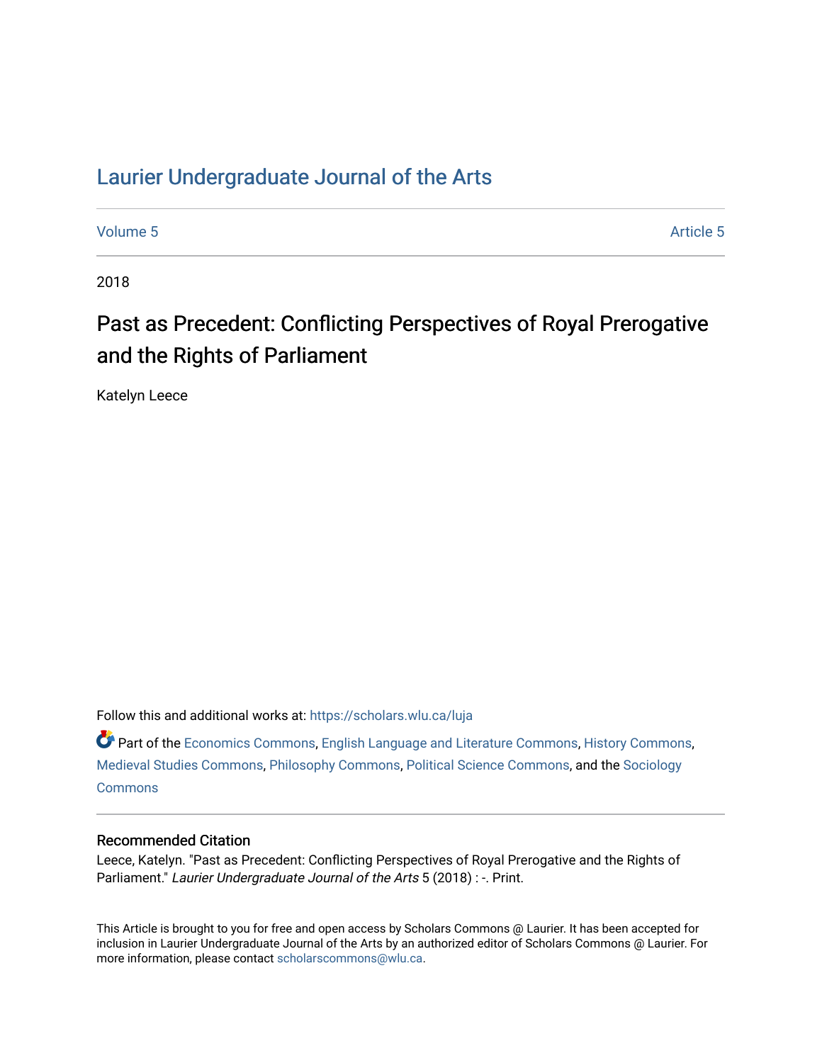# Laurier Undergraduate Journal of the Arts

Volume 5 Article 5

2018

## Past as Precedent: Conflicting Perspectives of Royal Prerogative and the Rights of Parliament

Katelyn Leece

Follow this and additional works at: https://scholars.wlu.ca/luja

Part of the Economics Commons, English Language and Literature Commons, History Commons, Medieval Studies Commons, Philosophy Commons, Political Science Commons, and the Sociology Commons

### Recommended Citation

Leece, Katelyn. "Past as Precedent: Conflicting Perspectives of Royal Prerogative and the Rights of Parliament." *Laurier Undergraduate Journal of the Arts* 5 (2018) : -. Print.

This Article is brought to you for free and open access by Scholars Commons @ Laurier. It has been accepted for inclusion in Laurier Undergraduate Journal of the Arts by an authorized editor of Scholars Commons @ Laurier. For more information, please contact scholarscommons@wlu.ca.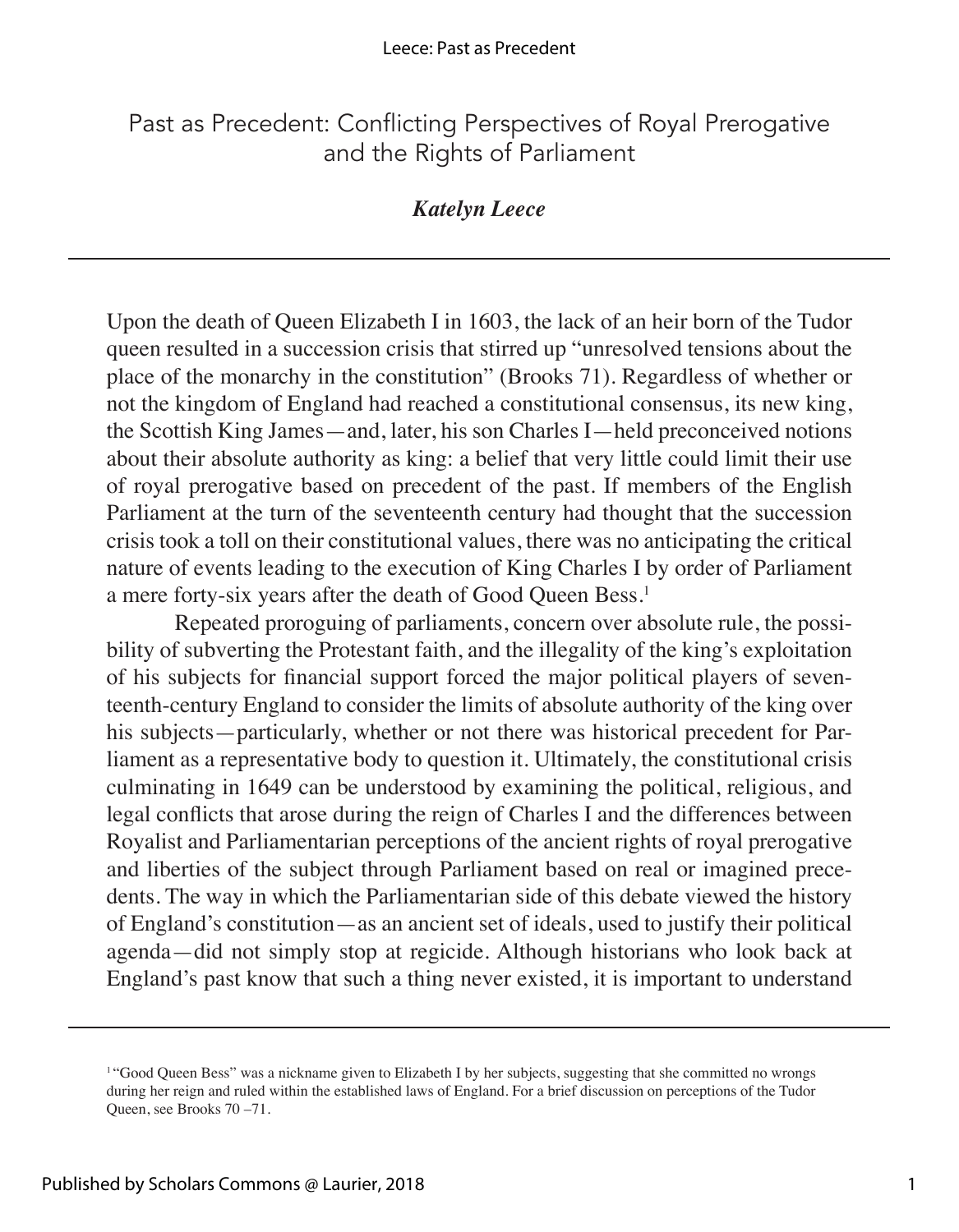Past as Precedent: Conflicting Perspectives of Royal Prerogative and the Rights of Parliament

***Katelyn Leece***

---

Upon the death of Queen Elizabeth I in 1603, the lack of an heir born of the Tudor queen resulted in a succession crisis that stirred up "unresolved tensions about the place of the monarchy in the constitution" (Brooks 71). Regardless of whether or not the kingdom of England had reached a constitutional consensus, its new king, the Scottish King James—and, later, his son Charles I—held preconceived notions about their absolute authority as king: a belief that very little could limit their use of royal prerogative based on precedent of the past. If members of the English Parliament at the turn of the seventeenth century had thought that the succession crisis took a toll on their constitutional values, there was no anticipating the critical nature of events leading to the execution of King Charles I by order of Parliament a mere forty-six years after the death of Good Queen Bess.[1]

Repeated proroguing of parliaments, concern over absolute rule, the possibility of subverting the Protestant faith, and the illegality of the king's exploitation of his subjects for financial support forced the major political players of seventeenth-century England to consider the limits of absolute authority of the king over his subjects—particularly, whether or not there was historical precedent for Parliament as a representative body to question it. Ultimately, the constitutional crisis culminating in 1649 can be understood by examining the political, religious, and legal conflicts that arose during the reign of Charles I and the differences between Royalist and Parliamentarian perceptions of the ancient rights of royal prerogative and liberties of the subject through Parliament based on real or imagined precedents. The way in which the Parliamentarian side of this debate viewed the history of England's constitution—as an ancient set of ideals, used to justify their political agenda—did not simply stop at regicide. Although historians who look back at England's past know that such a thing never existed, it is important to understand

---

[1] "Good Queen Bess" was a nickname given to Elizabeth I by her subjects, suggesting that she committed no wrongs during her reign and ruled within the established laws of England. For a brief discussion on perceptions of the Tudor Queen, see Brooks 70 –71.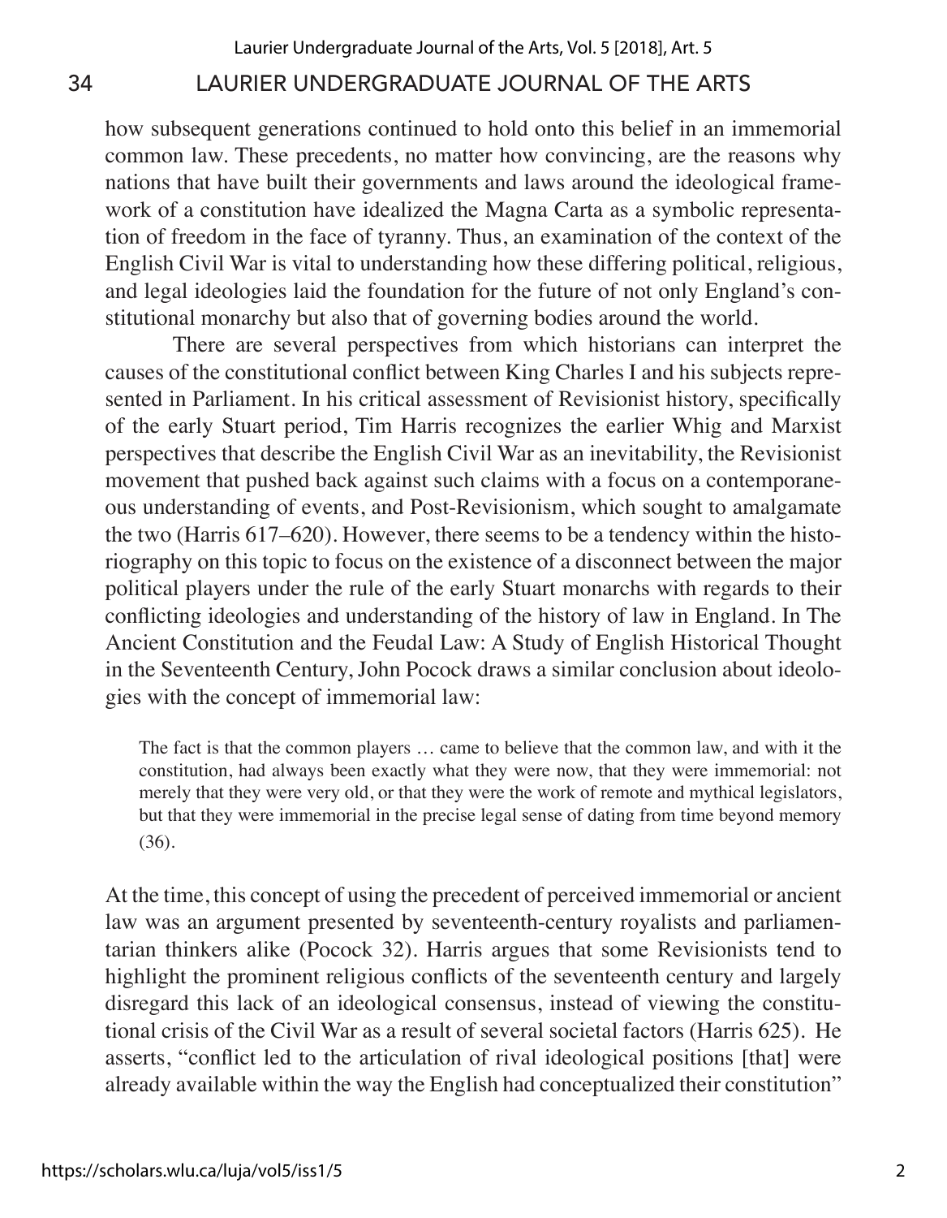how subsequent generations continued to hold onto this belief in an immemorial common law. These precedents, no matter how convincing, are the reasons why nations that have built their governments and laws around the ideological framework of a constitution have idealized the Magna Carta as a symbolic representation of freedom in the face of tyranny. Thus, an examination of the context of the English Civil War is vital to understanding how these differing political, religious, and legal ideologies laid the foundation for the future of not only England's constitutional monarchy but also that of governing bodies around the world.

There are several perspectives from which historians can interpret the causes of the constitutional conflict between King Charles I and his subjects represented in Parliament. In his critical assessment of Revisionist history, specifically of the early Stuart period, Tim Harris recognizes the earlier Whig and Marxist perspectives that describe the English Civil War as an inevitability, the Revisionist movement that pushed back against such claims with a focus on a contemporaneous understanding of events, and Post-Revisionism, which sought to amalgamate the two (Harris 617–620). However, there seems to be a tendency within the historiography on this topic to focus on the existence of a disconnect between the major political players under the rule of the early Stuart monarchs with regards to their conflicting ideologies and understanding of the history of law in England. In The Ancient Constitution and the Feudal Law: A Study of English Historical Thought in the Seventeenth Century, John Pocock draws a similar conclusion about ideologies with the concept of immemorial law:

> The fact is that the common players … came to believe that the common law, and with it the constitution, had always been exactly what they were now, that they were immemorial: not merely that they were very old, or that they were the work of remote and mythical legislators, but that they were immemorial in the precise legal sense of dating from time beyond memory (36).

At the time, this concept of using the precedent of perceived immemorial or ancient law was an argument presented by seventeenth-century royalists and parliamentarian thinkers alike (Pocock 32). Harris argues that some Revisionists tend to highlight the prominent religious conflicts of the seventeenth century and largely disregard this lack of an ideological consensus, instead of viewing the constitutional crisis of the Civil War as a result of several societal factors (Harris 625). He asserts, "conflict led to the articulation of rival ideological positions [that] were already available within the way the English had conceptualized their constitution"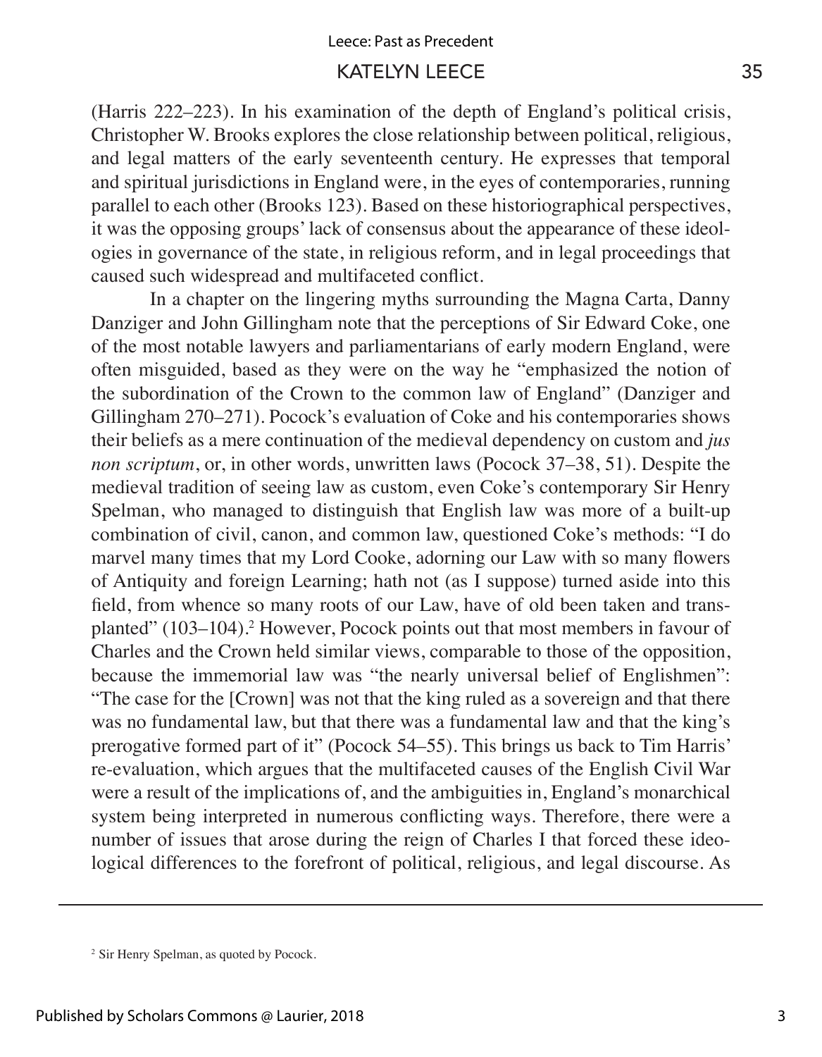(Harris 222–223). In his examination of the depth of England's political crisis, Christopher W. Brooks explores the close relationship between political, religious, and legal matters of the early seventeenth century. He expresses that temporal and spiritual jurisdictions in England were, in the eyes of contemporaries, running parallel to each other (Brooks 123). Based on these historiographical perspectives, it was the opposing groups' lack of consensus about the appearance of these ideologies in governance of the state, in religious reform, and in legal proceedings that caused such widespread and multifaceted conflict.

In a chapter on the lingering myths surrounding the Magna Carta, Danny Danziger and John Gillingham note that the perceptions of Sir Edward Coke, one of the most notable lawyers and parliamentarians of early modern England, were often misguided, based as they were on the way he "emphasized the notion of the subordination of the Crown to the common law of England" (Danziger and Gillingham 270–271). Pocock's evaluation of Coke and his contemporaries shows their beliefs as a mere continuation of the medieval dependency on custom and *jus non scriptum*, or, in other words, unwritten laws (Pocock 37–38, 51). Despite the medieval tradition of seeing law as custom, even Coke's contemporary Sir Henry Spelman, who managed to distinguish that English law was more of a built-up combination of civil, canon, and common law, questioned Coke's methods: "I do marvel many times that my Lord Cooke, adorning our Law with so many flowers of Antiquity and foreign Learning; hath not (as I suppose) turned aside into this field, from whence so many roots of our Law, have of old been taken and transplanted" (103–104).[2] However, Pocock points out that most members in favour of Charles and the Crown held similar views, comparable to those of the opposition, because the immemorial law was "the nearly universal belief of Englishmen": "The case for the [Crown] was not that the king ruled as a sovereign and that there was no fundamental law, but that there was a fundamental law and that the king's prerogative formed part of it" (Pocock 54–55). This brings us back to Tim Harris' re-evaluation, which argues that the multifaceted causes of the English Civil War were a result of the implications of, and the ambiguities in, England's monarchical system being interpreted in numerous conflicting ways. Therefore, there were a number of issues that arose during the reign of Charles I that forced these ideological differences to the forefront of political, religious, and legal discourse. As

---

[2] Sir Henry Spelman, as quoted by Pocock.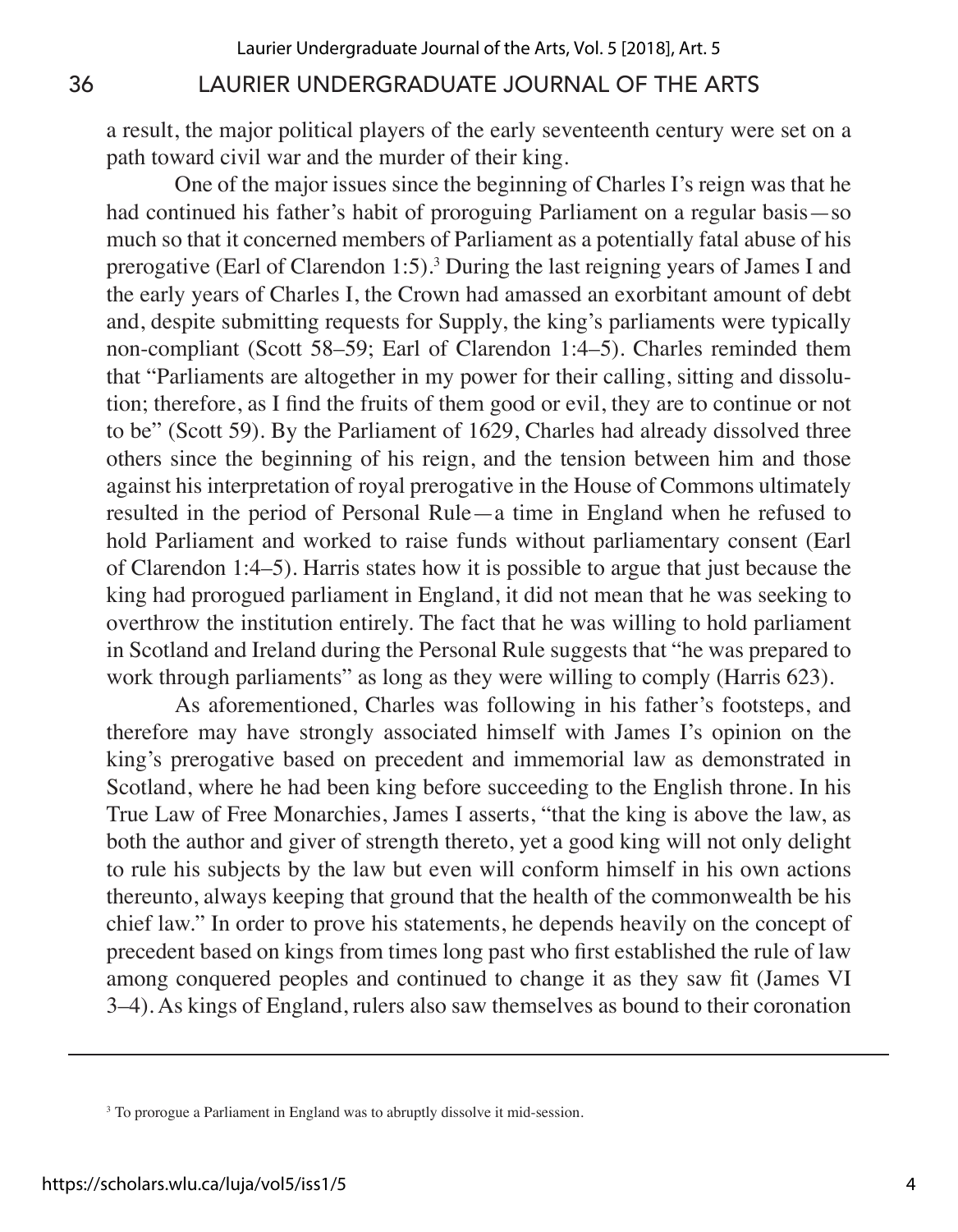a result, the major political players of the early seventeenth century were set on a path toward civil war and the murder of their king.

One of the major issues since the beginning of Charles I's reign was that he had continued his father's habit of proroguing Parliament on a regular basis—so much so that it concerned members of Parliament as a potentially fatal abuse of his prerogative (Earl of Clarendon 1:5).[3] During the last reigning years of James I and the early years of Charles I, the Crown had amassed an exorbitant amount of debt and, despite submitting requests for Supply, the king's parliaments were typically non-compliant (Scott 58–59; Earl of Clarendon 1:4–5). Charles reminded them that "Parliaments are altogether in my power for their calling, sitting and dissolution; therefore, as I find the fruits of them good or evil, they are to continue or not to be" (Scott 59). By the Parliament of 1629, Charles had already dissolved three others since the beginning of his reign, and the tension between him and those against his interpretation of royal prerogative in the House of Commons ultimately resulted in the period of Personal Rule—a time in England when he refused to hold Parliament and worked to raise funds without parliamentary consent (Earl of Clarendon 1:4–5). Harris states how it is possible to argue that just because the king had prorogued parliament in England, it did not mean that he was seeking to overthrow the institution entirely. The fact that he was willing to hold parliament in Scotland and Ireland during the Personal Rule suggests that "he was prepared to work through parliaments" as long as they were willing to comply (Harris 623).

As aforementioned, Charles was following in his father's footsteps, and therefore may have strongly associated himself with James I's opinion on the king's prerogative based on precedent and immemorial law as demonstrated in Scotland, where he had been king before succeeding to the English throne. In his True Law of Free Monarchies, James I asserts, "that the king is above the law, as both the author and giver of strength thereto, yet a good king will not only delight to rule his subjects by the law but even will conform himself in his own actions thereunto, always keeping that ground that the health of the commonwealth be his chief law." In order to prove his statements, he depends heavily on the concept of precedent based on kings from times long past who first established the rule of law among conquered peoples and continued to change it as they saw fit (James VI 3–4). As kings of England, rulers also saw themselves as bound to their coronation

---

[3] To prorogue a Parliament in England was to abruptly dissolve it mid-session.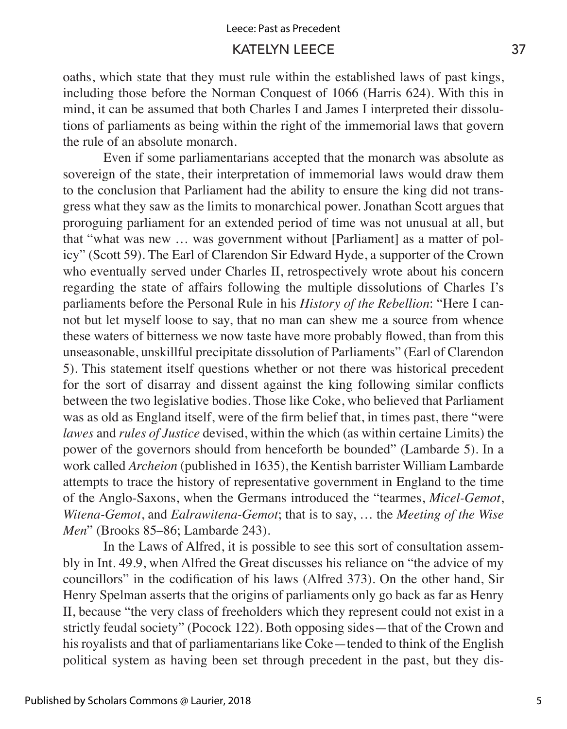oaths, which state that they must rule within the established laws of past kings, including those before the Norman Conquest of 1066 (Harris 624). With this in mind, it can be assumed that both Charles I and James I interpreted their dissolutions of parliaments as being within the right of the immemorial laws that govern the rule of an absolute monarch.

Even if some parliamentarians accepted that the monarch was absolute as sovereign of the state, their interpretation of immemorial laws would draw them to the conclusion that Parliament had the ability to ensure the king did not transgress what they saw as the limits to monarchical power. Jonathan Scott argues that proroguing parliament for an extended period of time was not unusual at all, but that "what was new … was government without [Parliament] as a matter of policy" (Scott 59). The Earl of Clarendon Sir Edward Hyde, a supporter of the Crown who eventually served under Charles II, retrospectively wrote about his concern regarding the state of affairs following the multiple dissolutions of Charles I's parliaments before the Personal Rule in his *History of the Rebellion*: "Here I cannot but let myself loose to say, that no man can shew me a source from whence these waters of bitterness we now taste have more probably flowed, than from this unseasonable, unskillful precipitate dissolution of Parliaments" (Earl of Clarendon 5). This statement itself questions whether or not there was historical precedent for the sort of disarray and dissent against the king following similar conflicts between the two legislative bodies. Those like Coke, who believed that Parliament was as old as England itself, were of the firm belief that, in times past, there "were *lawes* and *rules of Justice* devised, within the which (as within certaine Limits) the power of the governors should from henceforth be bounded" (Lambarde 5). In a work called *Archeion* (published in 1635), the Kentish barrister William Lambarde attempts to trace the history of representative government in England to the time of the Anglo-Saxons, when the Germans introduced the "tearmes, *Micel-Gemot*, *Witena-Gemot*, and *Ealrawitena-Gemot*; that is to say, … the *Meeting of the Wise Men*" (Brooks 85–86; Lambarde 243).

In the Laws of Alfred, it is possible to see this sort of consultation assembly in Int. 49.9, when Alfred the Great discusses his reliance on "the advice of my councillors" in the codification of his laws (Alfred 373). On the other hand, Sir Henry Spelman asserts that the origins of parliaments only go back as far as Henry II, because "the very class of freeholders which they represent could not exist in a strictly feudal society" (Pocock 122). Both opposing sides—that of the Crown and his royalists and that of parliamentarians like Coke—tended to think of the English political system as having been set through precedent in the past, but they dis-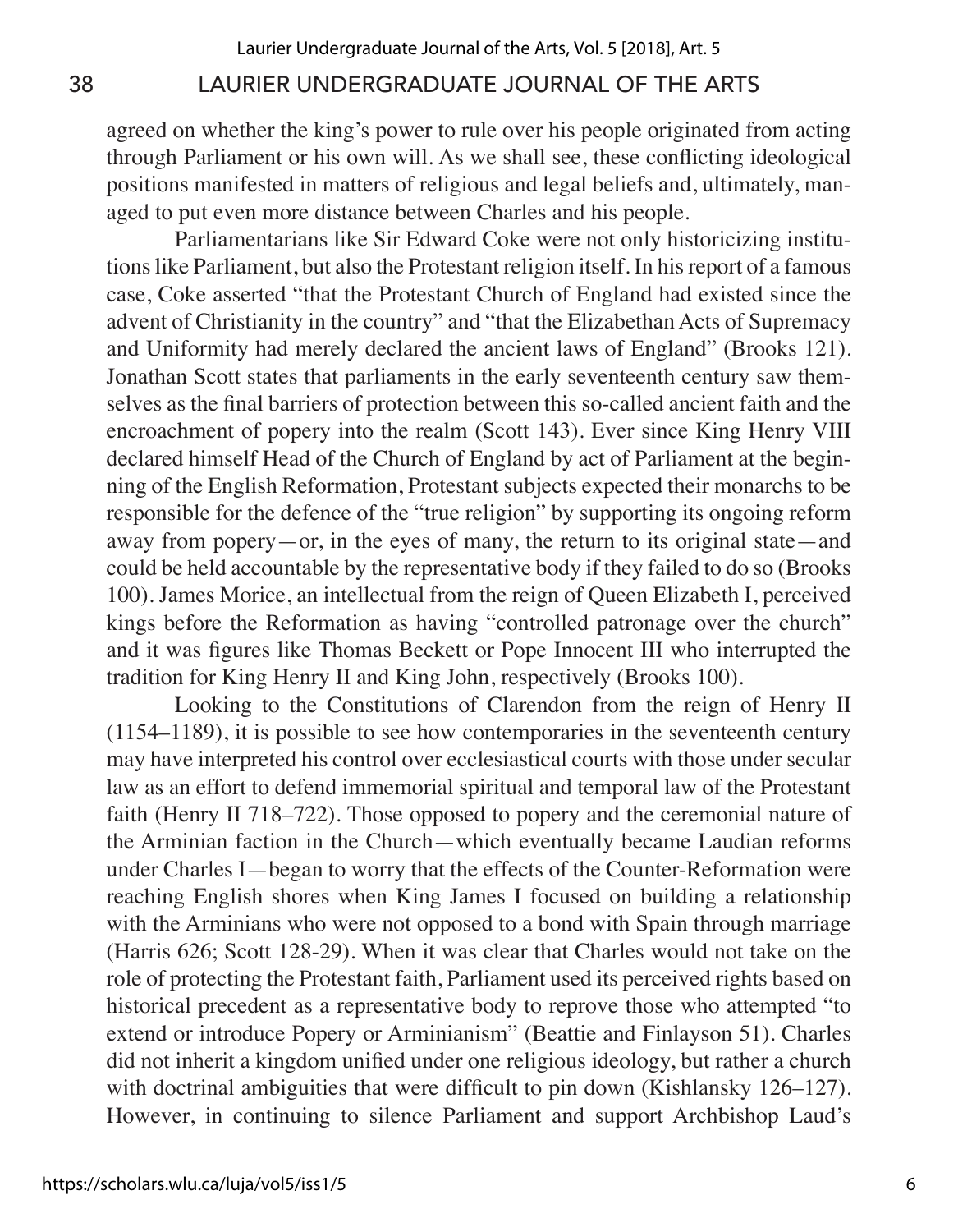agreed on whether the king's power to rule over his people originated from acting through Parliament or his own will. As we shall see, these conflicting ideological positions manifested in matters of religious and legal beliefs and, ultimately, managed to put even more distance between Charles and his people.

Parliamentarians like Sir Edward Coke were not only historicizing institutions like Parliament, but also the Protestant religion itself. In his report of a famous case, Coke asserted "that the Protestant Church of England had existed since the advent of Christianity in the country" and "that the Elizabethan Acts of Supremacy and Uniformity had merely declared the ancient laws of England" (Brooks 121). Jonathan Scott states that parliaments in the early seventeenth century saw themselves as the final barriers of protection between this so-called ancient faith and the encroachment of popery into the realm (Scott 143). Ever since King Henry VIII declared himself Head of the Church of England by act of Parliament at the beginning of the English Reformation, Protestant subjects expected their monarchs to be responsible for the defence of the "true religion" by supporting its ongoing reform away from popery—or, in the eyes of many, the return to its original state—and could be held accountable by the representative body if they failed to do so (Brooks 100). James Morice, an intellectual from the reign of Queen Elizabeth I, perceived kings before the Reformation as having "controlled patronage over the church" and it was figures like Thomas Beckett or Pope Innocent III who interrupted the tradition for King Henry II and King John, respectively (Brooks 100).

Looking to the Constitutions of Clarendon from the reign of Henry II (1154–1189), it is possible to see how contemporaries in the seventeenth century may have interpreted his control over ecclesiastical courts with those under secular law as an effort to defend immemorial spiritual and temporal law of the Protestant faith (Henry II 718–722). Those opposed to popery and the ceremonial nature of the Arminian faction in the Church—which eventually became Laudian reforms under Charles I—began to worry that the effects of the Counter-Reformation were reaching English shores when King James I focused on building a relationship with the Arminians who were not opposed to a bond with Spain through marriage (Harris 626; Scott 128-29). When it was clear that Charles would not take on the role of protecting the Protestant faith, Parliament used its perceived rights based on historical precedent as a representative body to reprove those who attempted "to extend or introduce Popery or Arminianism" (Beattie and Finlayson 51). Charles did not inherit a kingdom unified under one religious ideology, but rather a church with doctrinal ambiguities that were difficult to pin down (Kishlansky 126–127). However, in continuing to silence Parliament and support Archbishop Laud's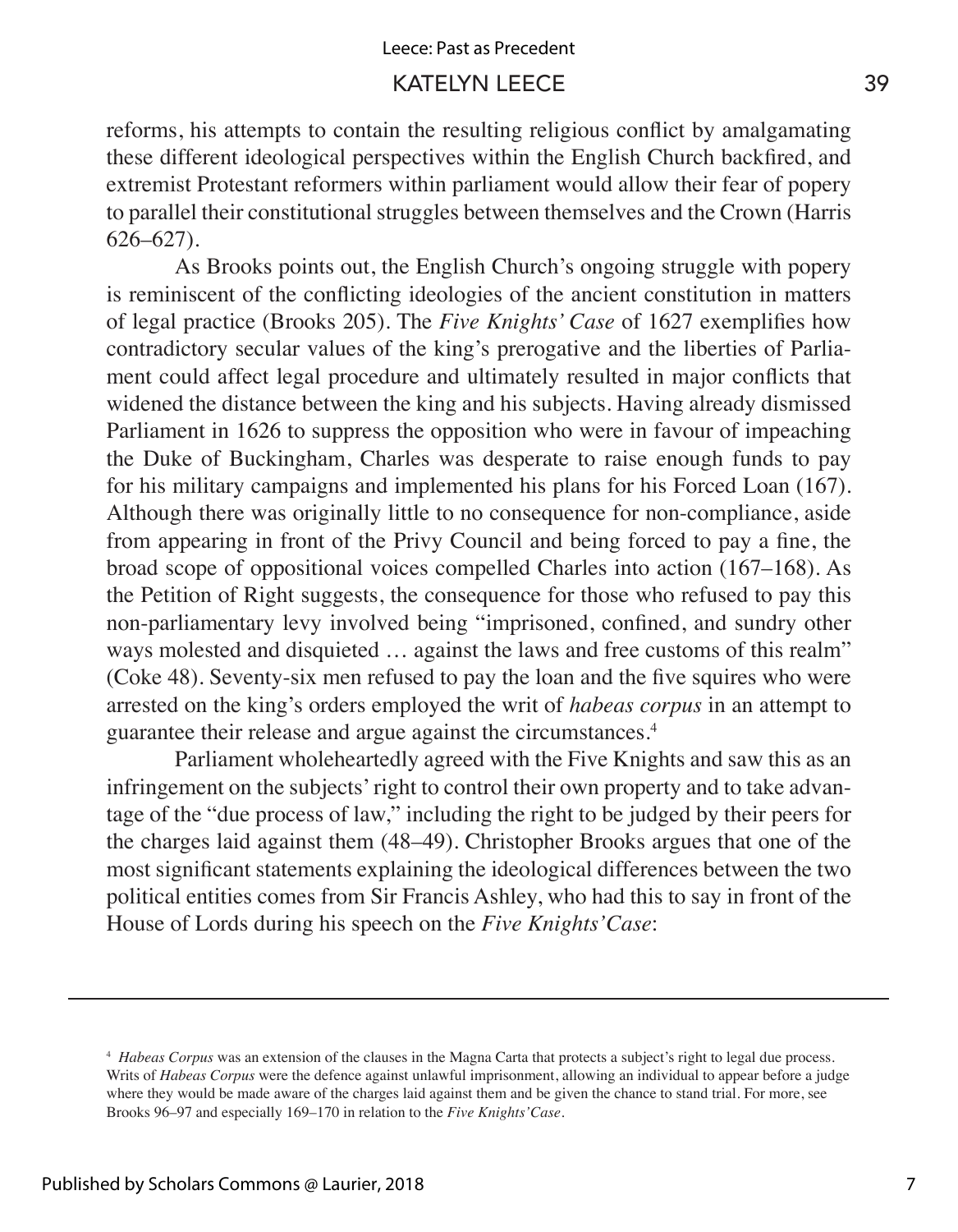reforms, his attempts to contain the resulting religious conflict by amalgamating these different ideological perspectives within the English Church backfired, and extremist Protestant reformers within parliament would allow their fear of popery to parallel their constitutional struggles between themselves and the Crown (Harris 626–627).

As Brooks points out, the English Church's ongoing struggle with popery is reminiscent of the conflicting ideologies of the ancient constitution in matters of legal practice (Brooks 205). The *Five Knights' Case* of 1627 exemplifies how contradictory secular values of the king's prerogative and the liberties of Parliament could affect legal procedure and ultimately resulted in major conflicts that widened the distance between the king and his subjects. Having already dismissed Parliament in 1626 to suppress the opposition who were in favour of impeaching the Duke of Buckingham, Charles was desperate to raise enough funds to pay for his military campaigns and implemented his plans for his Forced Loan (167). Although there was originally little to no consequence for non-compliance, aside from appearing in front of the Privy Council and being forced to pay a fine, the broad scope of oppositional voices compelled Charles into action (167–168). As the Petition of Right suggests, the consequence for those who refused to pay this non-parliamentary levy involved being "imprisoned, confined, and sundry other ways molested and disquieted … against the laws and free customs of this realm" (Coke 48). Seventy-six men refused to pay the loan and the five squires who were arrested on the king's orders employed the writ of *habeas corpus* in an attempt to guarantee their release and argue against the circumstances.[4]

Parliament wholeheartedly agreed with the Five Knights and saw this as an infringement on the subjects' right to control their own property and to take advantage of the "due process of law," including the right to be judged by their peers for the charges laid against them (48–49). Christopher Brooks argues that one of the most significant statements explaining the ideological differences between the two political entities comes from Sir Francis Ashley, who had this to say in front of the House of Lords during his speech on the *Five Knights' Case*:

---

[4] *Habeas Corpus* was an extension of the clauses in the Magna Carta that protects a subject's right to legal due process. Writs of *Habeas Corpus* were the defence against unlawful imprisonment, allowing an individual to appear before a judge where they would be made aware of the charges laid against them and be given the chance to stand trial. For more, see Brooks 96–97 and especially 169–170 in relation to the *Five Knights' Case*.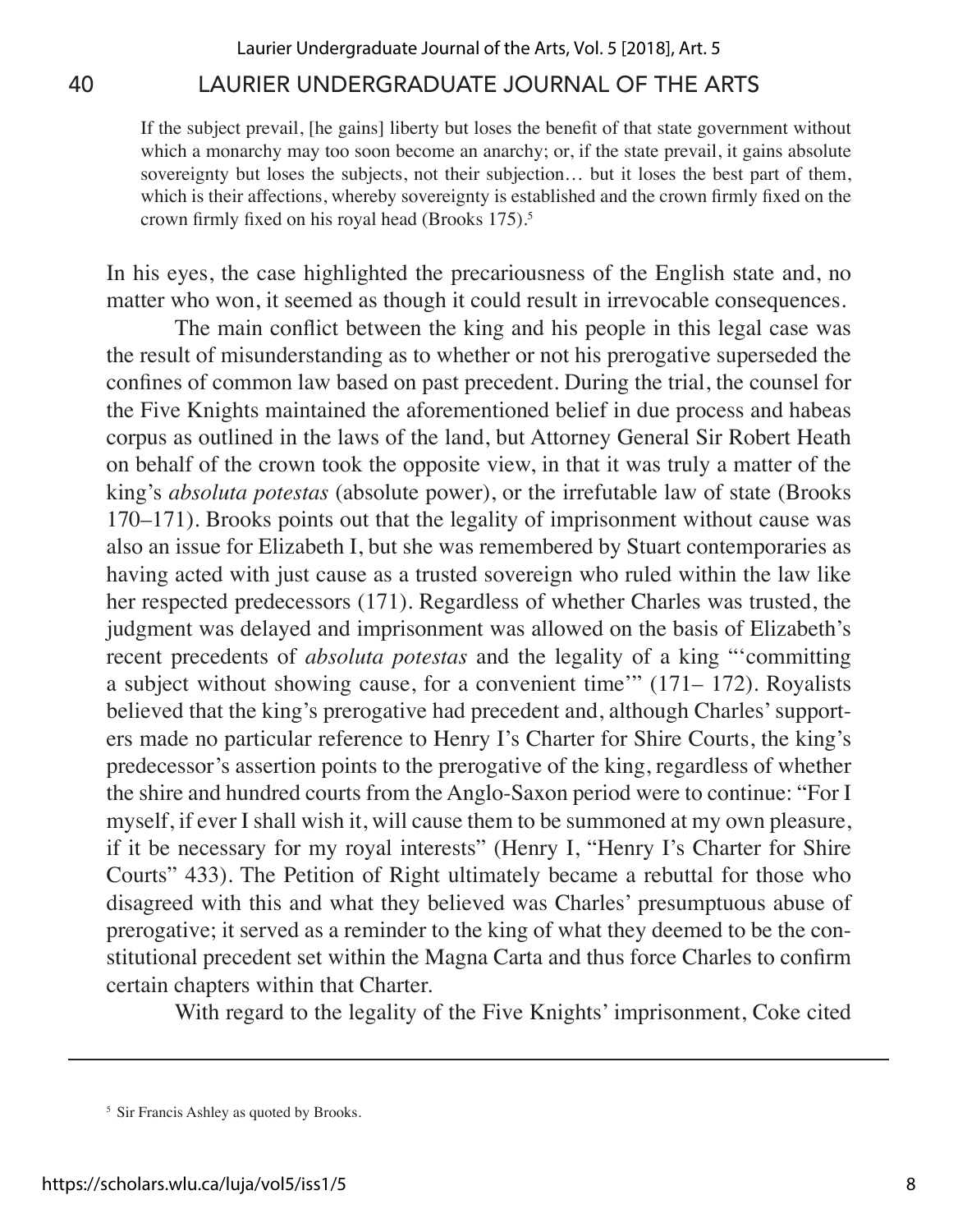> If the subject prevail, [he gains] liberty but loses the benefit of that state government without which a monarchy may too soon become an anarchy; or, if the state prevail, it gains absolute sovereignty but loses the subjects, not their subjection… but it loses the best part of them, which is their affections, whereby sovereignty is established and the crown firmly fixed on the crown firmly fixed on his royal head (Brooks 175).[5]

In his eyes, the case highlighted the precariousness of the English state and, no matter who won, it seemed as though it could result in irrevocable consequences.

The main conflict between the king and his people in this legal case was the result of misunderstanding as to whether or not his prerogative superseded the confines of common law based on past precedent. During the trial, the counsel for the Five Knights maintained the aforementioned belief in due process and habeas corpus as outlined in the laws of the land, but Attorney General Sir Robert Heath on behalf of the crown took the opposite view, in that it was truly a matter of the king's *absoluta potestas* (absolute power), or the irrefutable law of state (Brooks 170–171). Brooks points out that the legality of imprisonment without cause was also an issue for Elizabeth I, but she was remembered by Stuart contemporaries as having acted with just cause as a trusted sovereign who ruled within the law like her respected predecessors (171). Regardless of whether Charles was trusted, the judgment was delayed and imprisonment was allowed on the basis of Elizabeth's recent precedents of *absoluta potestas* and the legality of a king "'committing a subject without showing cause, for a convenient time'" (171– 172). Royalists believed that the king's prerogative had precedent and, although Charles' supporters made no particular reference to Henry I's Charter for Shire Courts, the king's predecessor's assertion points to the prerogative of the king, regardless of whether the shire and hundred courts from the Anglo-Saxon period were to continue: "For I myself, if ever I shall wish it, will cause them to be summoned at my own pleasure, if it be necessary for my royal interests" (Henry I, "Henry I's Charter for Shire Courts" 433). The Petition of Right ultimately became a rebuttal for those who disagreed with this and what they believed was Charles' presumptuous abuse of prerogative; it served as a reminder to the king of what they deemed to be the constitutional precedent set within the Magna Carta and thus force Charles to confirm certain chapters within that Charter.

With regard to the legality of the Five Knights' imprisonment, Coke cited

[5] Sir Francis Ashley as quoted by Brooks.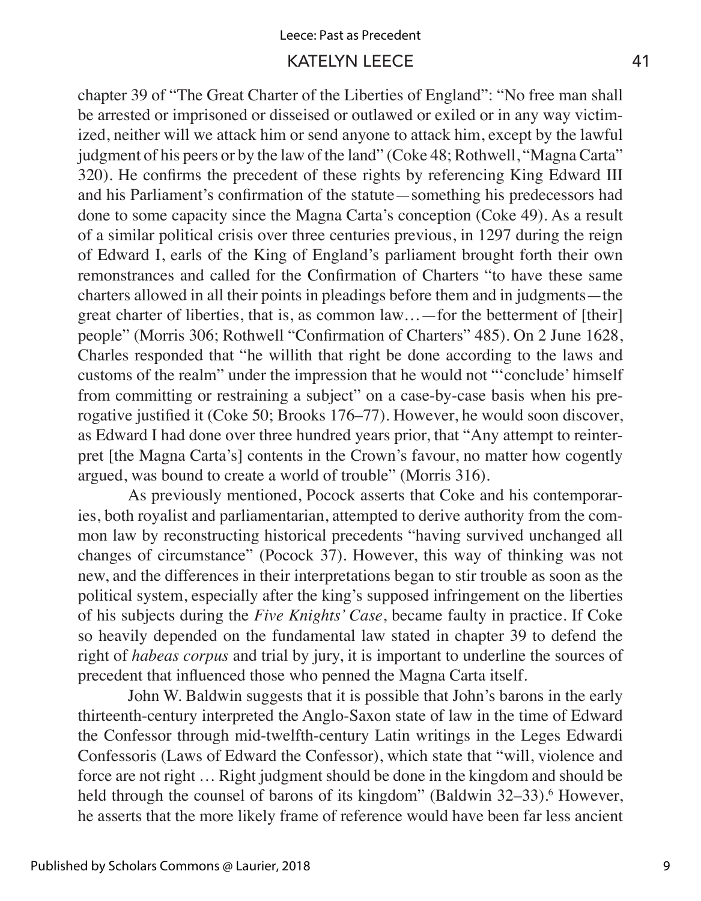chapter 39 of "The Great Charter of the Liberties of England": "No free man shall be arrested or imprisoned or disseised or outlawed or exiled or in any way victimized, neither will we attack him or send anyone to attack him, except by the lawful judgment of his peers or by the law of the land" (Coke 48; Rothwell, "Magna Carta" 320). He confirms the precedent of these rights by referencing King Edward III and his Parliament's confirmation of the statute—something his predecessors had done to some capacity since the Magna Carta's conception (Coke 49). As a result of a similar political crisis over three centuries previous, in 1297 during the reign of Edward I, earls of the King of England's parliament brought forth their own remonstrances and called for the Confirmation of Charters "to have these same charters allowed in all their points in pleadings before them and in judgments—the great charter of liberties, that is, as common law…—for the betterment of [their] people" (Morris 306; Rothwell "Confirmation of Charters" 485). On 2 June 1628, Charles responded that "he willith that right be done according to the laws and customs of the realm" under the impression that he would not "'conclude' himself from committing or restraining a subject" on a case-by-case basis when his prerogative justified it (Coke 50; Brooks 176–77). However, he would soon discover, as Edward I had done over three hundred years prior, that "Any attempt to reinterpret [the Magna Carta's] contents in the Crown's favour, no matter how cogently argued, was bound to create a world of trouble" (Morris 316).

As previously mentioned, Pocock asserts that Coke and his contemporaries, both royalist and parliamentarian, attempted to derive authority from the common law by reconstructing historical precedents "having survived unchanged all changes of circumstance" (Pocock 37). However, this way of thinking was not new, and the differences in their interpretations began to stir trouble as soon as the political system, especially after the king's supposed infringement on the liberties of his subjects during the *Five Knights' Case*, became faulty in practice. If Coke so heavily depended on the fundamental law stated in chapter 39 to defend the right of *habeas corpus* and trial by jury, it is important to underline the sources of precedent that influenced those who penned the Magna Carta itself.

John W. Baldwin suggests that it is possible that John's barons in the early thirteenth-century interpreted the Anglo-Saxon state of law in the time of Edward the Confessor through mid-twelfth-century Latin writings in the Leges Edwardi Confessoris (Laws of Edward the Confessor), which state that "will, violence and force are not right … Right judgment should be done in the kingdom and should be held through the counsel of barons of its kingdom" (Baldwin 32–33).[6] However, he asserts that the more likely frame of reference would have been far less ancient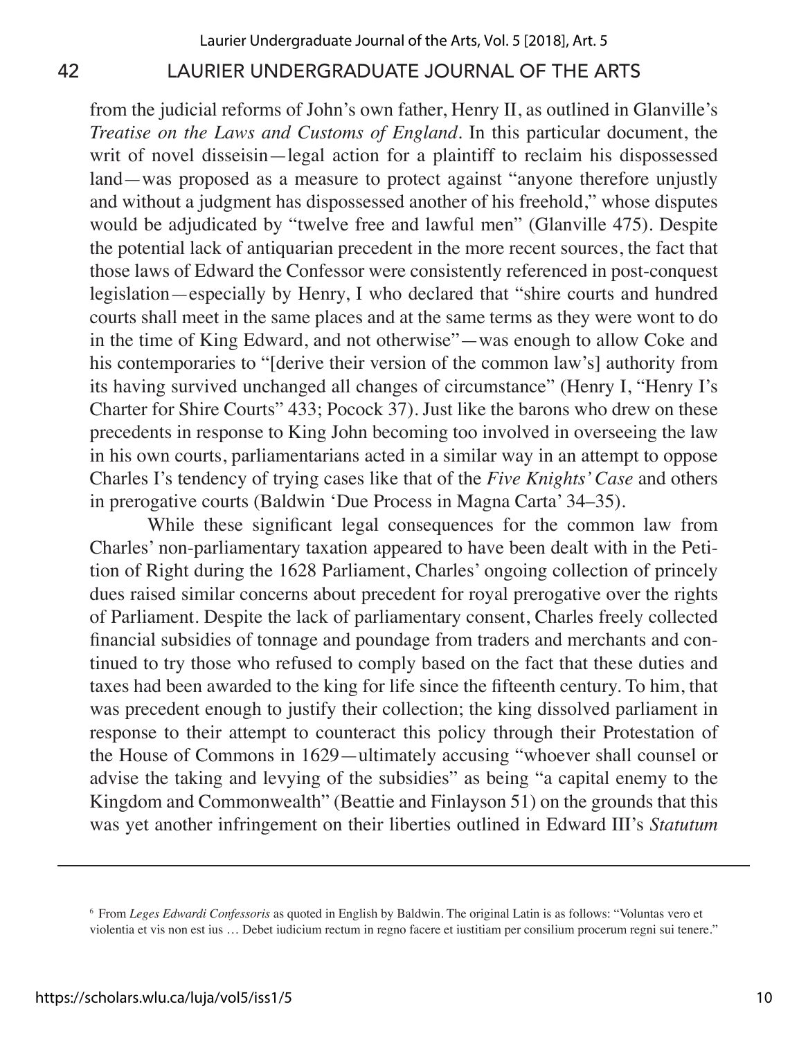from the judicial reforms of John's own father, Henry II, as outlined in Glanville's *Treatise on the Laws and Customs of England*. In this particular document, the writ of novel disseisin—legal action for a plaintiff to reclaim his dispossessed land—was proposed as a measure to protect against "anyone therefore unjustly and without a judgment has dispossessed another of his freehold," whose disputes would be adjudicated by "twelve free and lawful men" (Glanville 475). Despite the potential lack of antiquarian precedent in the more recent sources, the fact that those laws of Edward the Confessor were consistently referenced in post-conquest legislation—especially by Henry, I who declared that "shire courts and hundred courts shall meet in the same places and at the same terms as they were wont to do in the time of King Edward, and not otherwise"—was enough to allow Coke and his contemporaries to "[derive their version of the common law's] authority from its having survived unchanged all changes of circumstance" (Henry I, "Henry I's Charter for Shire Courts" 433; Pocock 37). Just like the barons who drew on these precedents in response to King John becoming too involved in overseeing the law in his own courts, parliamentarians acted in a similar way in an attempt to oppose Charles I's tendency of trying cases like that of the *Five Knights' Case* and others in prerogative courts (Baldwin 'Due Process in Magna Carta' 34–35).

While these significant legal consequences for the common law from Charles' non-parliamentary taxation appeared to have been dealt with in the Petition of Right during the 1628 Parliament, Charles' ongoing collection of princely dues raised similar concerns about precedent for royal prerogative over the rights of Parliament. Despite the lack of parliamentary consent, Charles freely collected financial subsidies of tonnage and poundage from traders and merchants and continued to try those who refused to comply based on the fact that these duties and taxes had been awarded to the king for life since the fifteenth century. To him, that was precedent enough to justify their collection; the king dissolved parliament in response to their attempt to counteract this policy through their Protestation of the House of Commons in 1629—ultimately accusing "whoever shall counsel or advise the taking and levying of the subsidies" as being "a capital enemy to the Kingdom and Commonwealth" (Beattie and Finlayson 51) on the grounds that this was yet another infringement on their liberties outlined in Edward III's *Statutum*

---

[6] From *Leges Edwardi Confessoris* as quoted in English by Baldwin. The original Latin is as follows: "Voluntas vero et violentia et vis non est ius … Debet iudicium rectum in regno facere et iustitiam per consilium procerum regni sui tenere."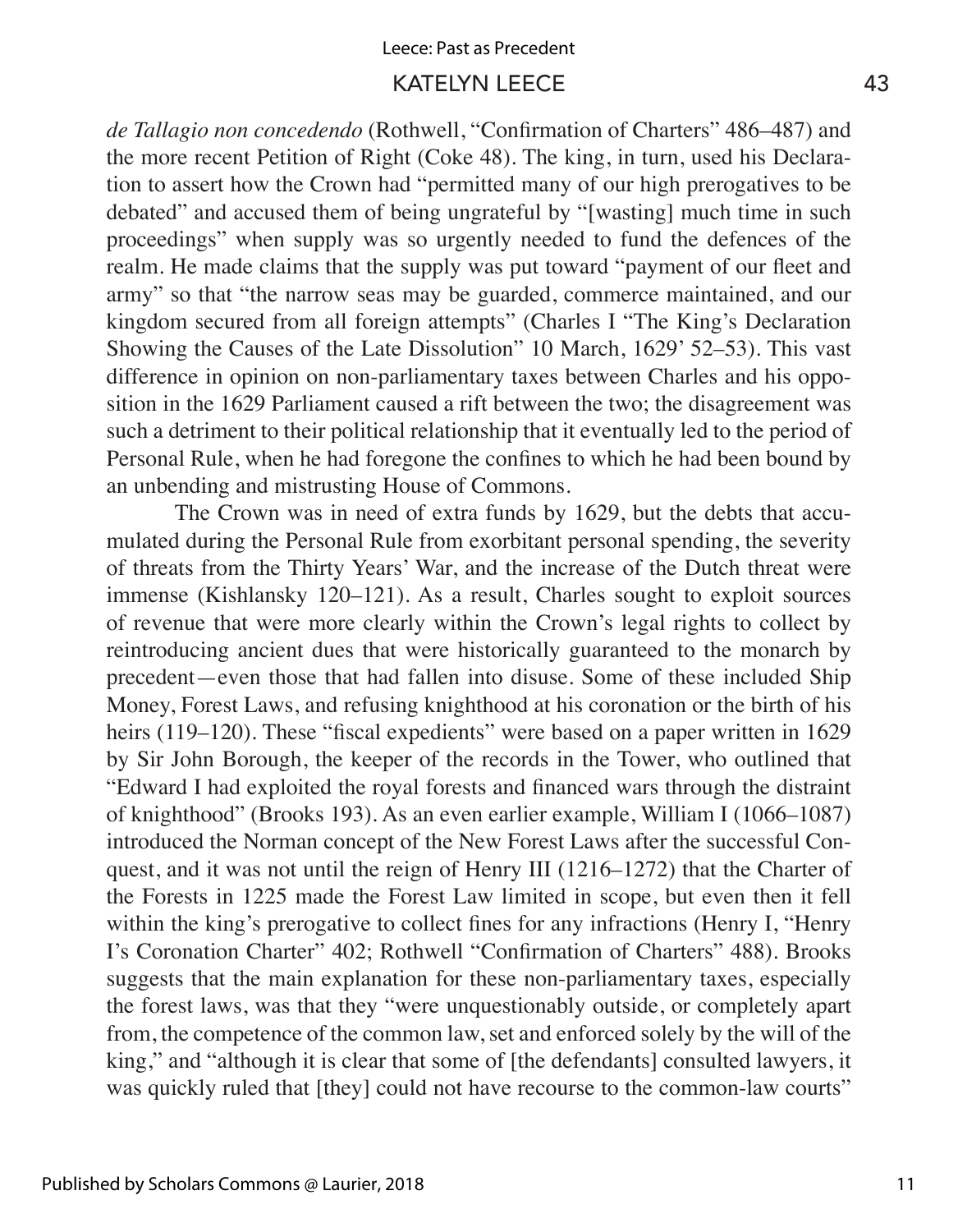*de Tallagio non concedendo* (Rothwell, "Confirmation of Charters" 486–487) and the more recent Petition of Right (Coke 48). The king, in turn, used his Declaration to assert how the Crown had "permitted many of our high prerogatives to be debated" and accused them of being ungrateful by "[wasting] much time in such proceedings" when supply was so urgently needed to fund the defences of the realm. He made claims that the supply was put toward "payment of our fleet and army" so that "the narrow seas may be guarded, commerce maintained, and our kingdom secured from all foreign attempts" (Charles I "The King's Declaration Showing the Causes of the Late Dissolution" 10 March, 1629' 52–53). This vast difference in opinion on non-parliamentary taxes between Charles and his opposition in the 1629 Parliament caused a rift between the two; the disagreement was such a detriment to their political relationship that it eventually led to the period of Personal Rule, when he had foregone the confines to which he had been bound by an unbending and mistrusting House of Commons.

The Crown was in need of extra funds by 1629, but the debts that accumulated during the Personal Rule from exorbitant personal spending, the severity of threats from the Thirty Years' War, and the increase of the Dutch threat were immense (Kishlansky 120–121). As a result, Charles sought to exploit sources of revenue that were more clearly within the Crown's legal rights to collect by reintroducing ancient dues that were historically guaranteed to the monarch by precedent—even those that had fallen into disuse. Some of these included Ship Money, Forest Laws, and refusing knighthood at his coronation or the birth of his heirs (119–120). These "fiscal expedients" were based on a paper written in 1629 by Sir John Borough, the keeper of the records in the Tower, who outlined that "Edward I had exploited the royal forests and financed wars through the distraint of knighthood" (Brooks 193). As an even earlier example, William I (1066–1087) introduced the Norman concept of the New Forest Laws after the successful Conquest, and it was not until the reign of Henry III (1216–1272) that the Charter of the Forests in 1225 made the Forest Law limited in scope, but even then it fell within the king's prerogative to collect fines for any infractions (Henry I, "Henry I's Coronation Charter" 402; Rothwell "Confirmation of Charters" 488). Brooks suggests that the main explanation for these non-parliamentary taxes, especially the forest laws, was that they "were unquestionably outside, or completely apart from, the competence of the common law, set and enforced solely by the will of the king," and "although it is clear that some of [the defendants] consulted lawyers, it was quickly ruled that [they] could not have recourse to the common-law courts"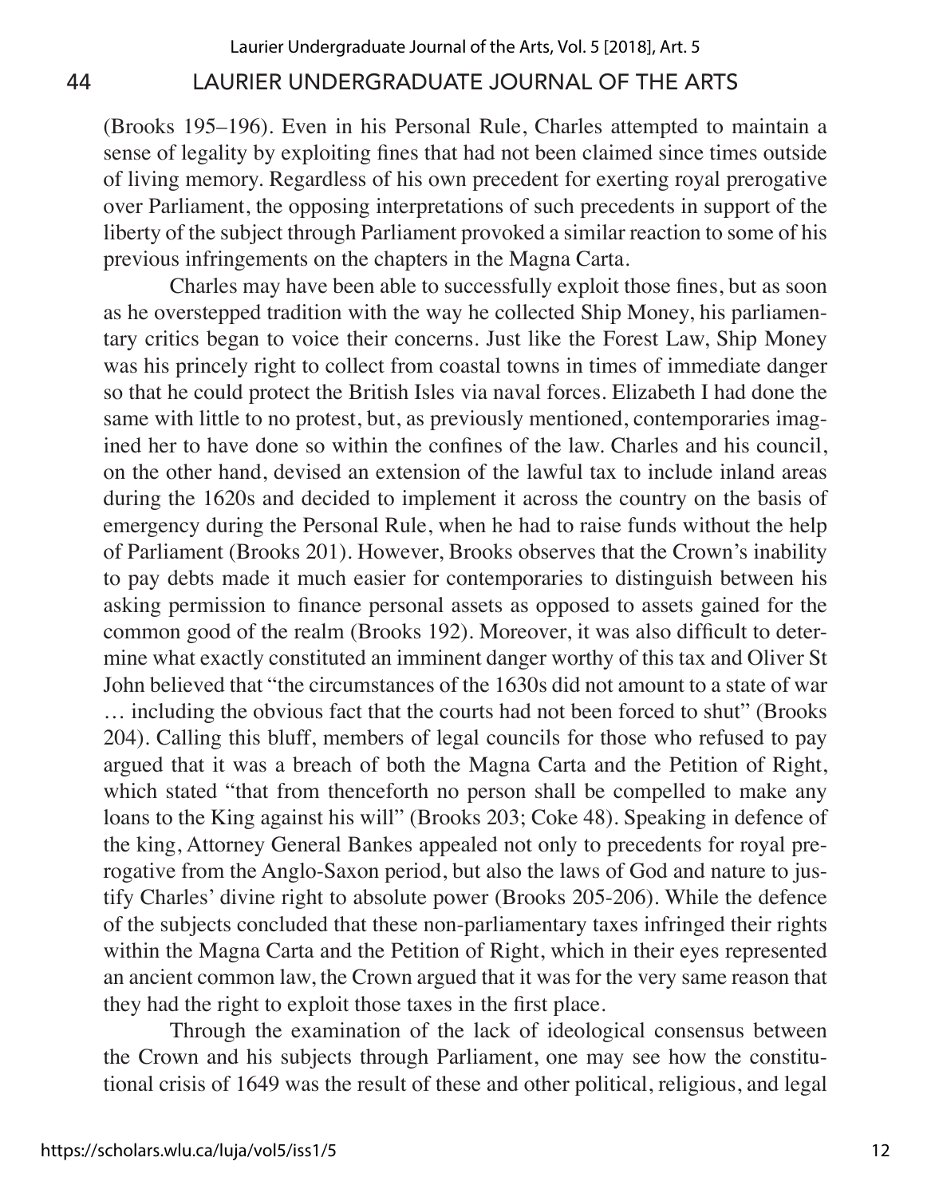(Brooks 195–196). Even in his Personal Rule, Charles attempted to maintain a sense of legality by exploiting fines that had not been claimed since times outside of living memory. Regardless of his own precedent for exerting royal prerogative over Parliament, the opposing interpretations of such precedents in support of the liberty of the subject through Parliament provoked a similar reaction to some of his previous infringements on the chapters in the Magna Carta.

Charles may have been able to successfully exploit those fines, but as soon as he overstepped tradition with the way he collected Ship Money, his parliamentary critics began to voice their concerns. Just like the Forest Law, Ship Money was his princely right to collect from coastal towns in times of immediate danger so that he could protect the British Isles via naval forces. Elizabeth I had done the same with little to no protest, but, as previously mentioned, contemporaries imagined her to have done so within the confines of the law. Charles and his council, on the other hand, devised an extension of the lawful tax to include inland areas during the 1620s and decided to implement it across the country on the basis of emergency during the Personal Rule, when he had to raise funds without the help of Parliament (Brooks 201). However, Brooks observes that the Crown's inability to pay debts made it much easier for contemporaries to distinguish between his asking permission to finance personal assets as opposed to assets gained for the common good of the realm (Brooks 192). Moreover, it was also difficult to determine what exactly constituted an imminent danger worthy of this tax and Oliver St John believed that "the circumstances of the 1630s did not amount to a state of war … including the obvious fact that the courts had not been forced to shut" (Brooks 204). Calling this bluff, members of legal councils for those who refused to pay argued that it was a breach of both the Magna Carta and the Petition of Right, which stated "that from thenceforth no person shall be compelled to make any loans to the King against his will" (Brooks 203; Coke 48). Speaking in defence of the king, Attorney General Bankes appealed not only to precedents for royal prerogative from the Anglo-Saxon period, but also the laws of God and nature to justify Charles' divine right to absolute power (Brooks 205-206). While the defence of the subjects concluded that these non-parliamentary taxes infringed their rights within the Magna Carta and the Petition of Right, which in their eyes represented an ancient common law, the Crown argued that it was for the very same reason that they had the right to exploit those taxes in the first place.

Through the examination of the lack of ideological consensus between the Crown and his subjects through Parliament, one may see how the constitutional crisis of 1649 was the result of these and other political, religious, and legal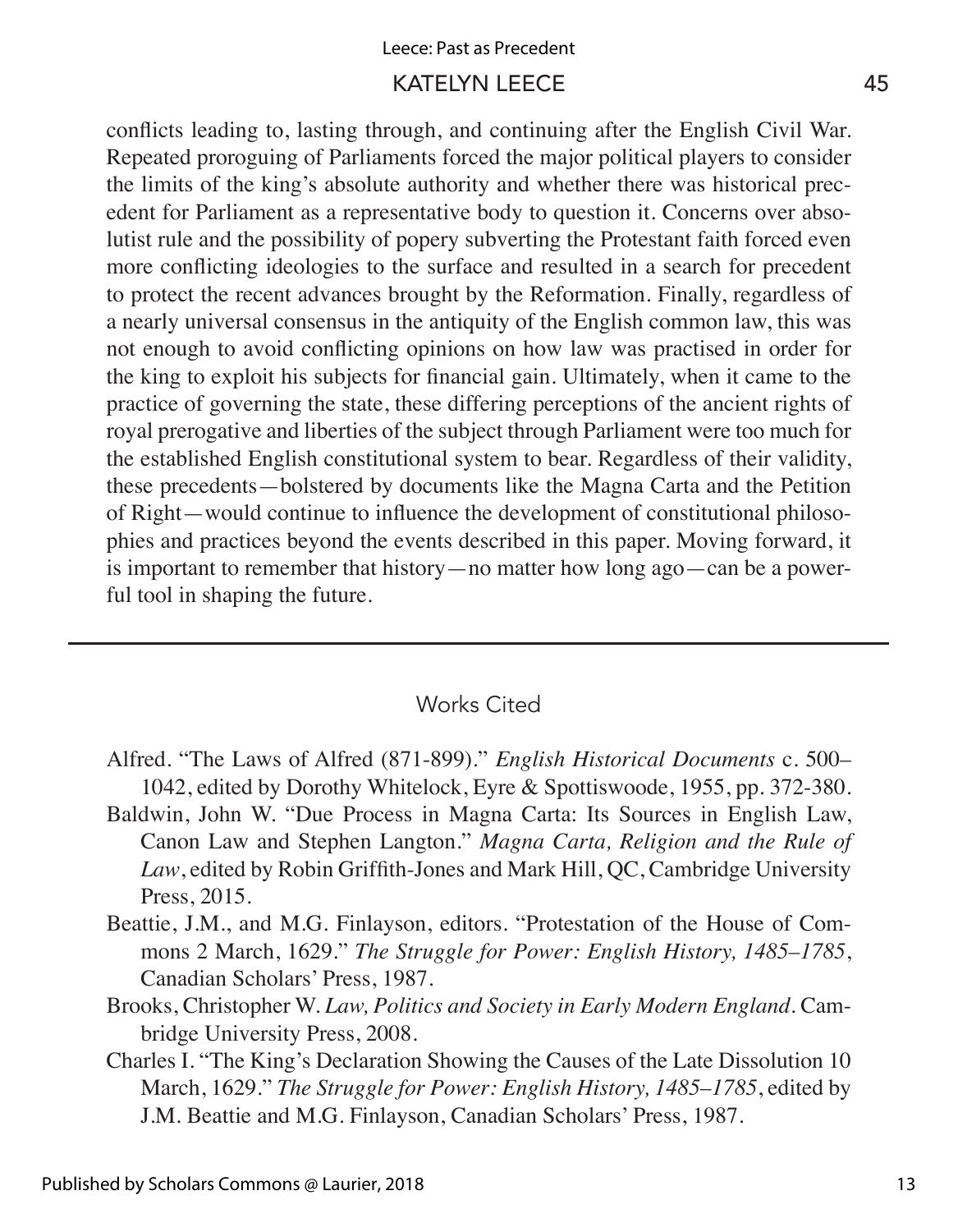conflicts leading to, lasting through, and continuing after the English Civil War. Repeated proroguing of Parliaments forced the major political players to consider the limits of the king's absolute authority and whether there was historical precedent for Parliament as a representative body to question it. Concerns over absolutist rule and the possibility of popery subverting the Protestant faith forced even more conflicting ideologies to the surface and resulted in a search for precedent to protect the recent advances brought by the Reformation. Finally, regardless of a nearly universal consensus in the antiquity of the English common law, this was not enough to avoid conflicting opinions on how law was practised in order for the king to exploit his subjects for financial gain. Ultimately, when it came to the practice of governing the state, these differing perceptions of the ancient rights of royal prerogative and liberties of the subject through Parliament were too much for the established English constitutional system to bear. Regardless of their validity, these precedents—bolstered by documents like the Magna Carta and the Petition of Right—would continue to influence the development of constitutional philosophies and practices beyond the events described in this paper. Moving forward, it is important to remember that history—no matter how long ago—can be a powerful tool in shaping the future.

---

## Works Cited

Alfred. "The Laws of Alfred (871-899)." *English Historical Documents* c. 500–1042, edited by Dorothy Whitelock, Eyre & Spottiswoode, 1955, pp. 372-380.

Baldwin, John W. "Due Process in Magna Carta: Its Sources in English Law, Canon Law and Stephen Langton." *Magna Carta, Religion and the Rule of Law*, edited by Robin Griffith-Jones and Mark Hill, QC, Cambridge University Press, 2015.

Beattie, J.M., and M.G. Finlayson, editors. "Protestation of the House of Commons 2 March, 1629." *The Struggle for Power: English History, 1485–1785*, Canadian Scholars' Press, 1987.

Brooks, Christopher W. *Law, Politics and Society in Early Modern England*. Cambridge University Press, 2008.

Charles I. "The King's Declaration Showing the Causes of the Late Dissolution 10 March, 1629." *The Struggle for Power: English History, 1485–1785*, edited by J.M. Beattie and M.G. Finlayson, Canadian Scholars' Press, 1987.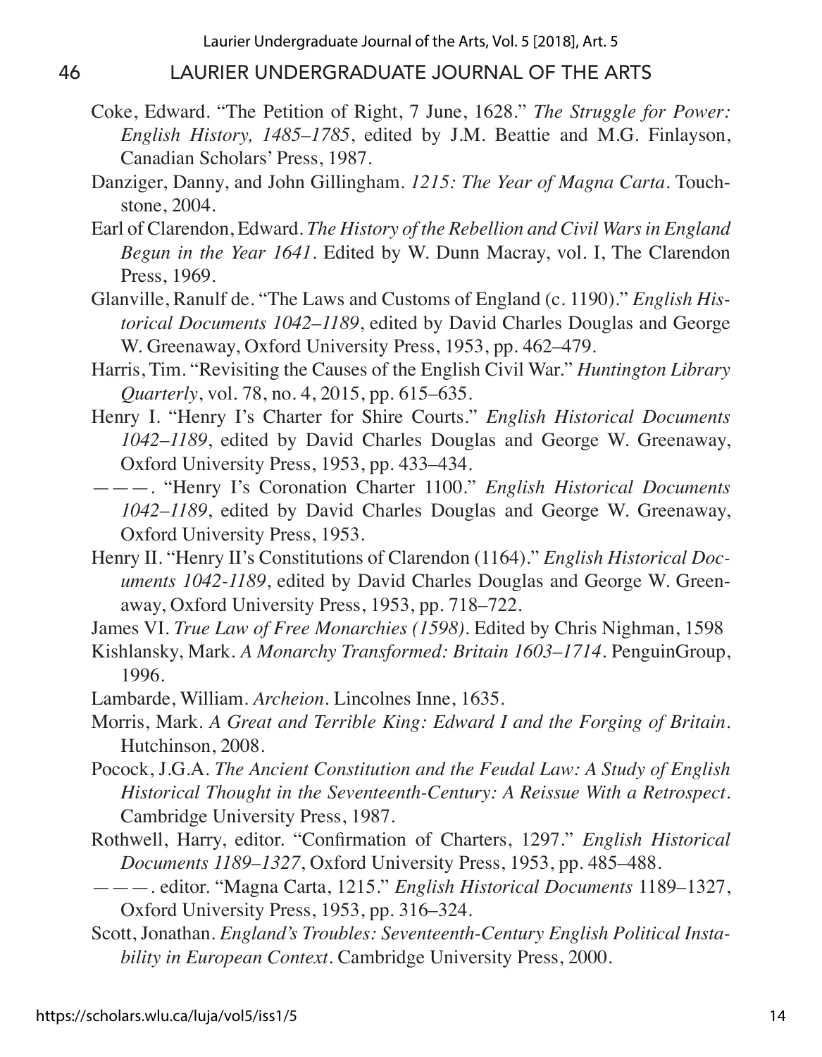Coke, Edward. "The Petition of Right, 7 June, 1628." *The Struggle for Power: English History, 1485–1785*, edited by J.M. Beattie and M.G. Finlayson, Canadian Scholars' Press, 1987.

Danziger, Danny, and John Gillingham. *1215: The Year of Magna Carta*. Touchstone, 2004.

Earl of Clarendon, Edward. *The History of the Rebellion and Civil Wars in England Begun in the Year 1641*. Edited by W. Dunn Macray, vol. I, The Clarendon Press, 1969.

Glanville, Ranulf de. "The Laws and Customs of England (c. 1190)." *English Historical Documents 1042–1189*, edited by David Charles Douglas and George W. Greenaway, Oxford University Press, 1953, pp. 462–479.

Harris, Tim. "Revisiting the Causes of the English Civil War." *Huntington Library Quarterly*, vol. 78, no. 4, 2015, pp. 615–635.

Henry I. "Henry I's Charter for Shire Courts." *English Historical Documents 1042–1189*, edited by David Charles Douglas and George W. Greenaway, Oxford University Press, 1953, pp. 433–434.

———. "Henry I's Coronation Charter 1100." *English Historical Documents 1042–1189*, edited by David Charles Douglas and George W. Greenaway, Oxford University Press, 1953.

Henry II. "Henry II's Constitutions of Clarendon (1164)." *English Historical Documents 1042-1189*, edited by David Charles Douglas and George W. Greenaway, Oxford University Press, 1953, pp. 718–722.

James VI. *True Law of Free Monarchies (1598)*. Edited by Chris Nighman, 1598

Kishlansky, Mark. *A Monarchy Transformed: Britain 1603–1714*. PenguinGroup, 1996.

Lambarde, William. *Archeion*. Lincolnes Inne, 1635.

Morris, Mark. *A Great and Terrible King: Edward I and the Forging of Britain*. Hutchinson, 2008.

Pocock, J.G.A. *The Ancient Constitution and the Feudal Law: A Study of English Historical Thought in the Seventeenth-Century: A Reissue With a Retrospect*. Cambridge University Press, 1987.

Rothwell, Harry, editor. "Confirmation of Charters, 1297." *English Historical Documents 1189–1327*, Oxford University Press, 1953, pp. 485–488.

———. editor. "Magna Carta, 1215." *English Historical Documents* 1189–1327, Oxford University Press, 1953, pp. 316–324.

Scott, Jonathan. *England's Troubles: Seventeenth-Century English Political Instability in European Context*. Cambridge University Press, 2000.